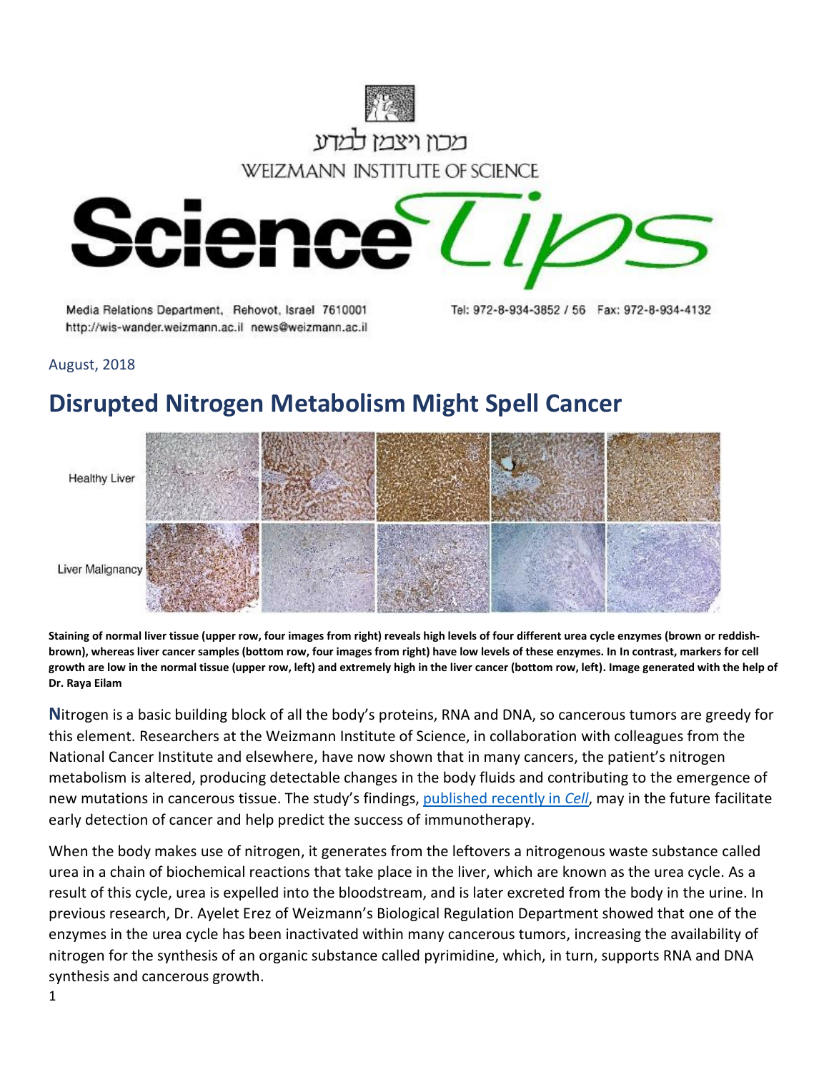מכון ויצמן למדע

WEIZMANN INSTITUTE OF SCIENCE

# Science Tips

Media Relations Department, Rehovot, Israel 7610001
http://wis-wander.weizmann.ac.il news@weizmann.ac.il

Tel: 972-8-934-3852 / 56 Fax: 972-8-934-4132

August, 2018

## Disrupted Nitrogen Metabolism Might Spell Cancer

Healthy Liver

Liver Malignancy

**Staining of normal liver tissue (upper row, four images from right) reveals high levels of four different urea cycle enzymes (brown or reddish-brown), whereas liver cancer samples (bottom row, four images from right) have low levels of these enzymes. In In contrast, markers for cell growth are low in the normal tissue (upper row, left) and extremely high in the liver cancer (bottom row, left). Image generated with the help of Dr. Raya Eilam**

**N**itrogen is a basic building block of all the body's proteins, RNA and DNA, so cancerous tumors are greedy for this element. Researchers at the Weizmann Institute of Science, in collaboration with colleagues from the National Cancer Institute and elsewhere, have now shown that in many cancers, the patient's nitrogen metabolism is altered, producing detectable changes in the body fluids and contributing to the emergence of new mutations in cancerous tissue. The study's findings, published recently in *Cell*, may in the future facilitate early detection of cancer and help predict the success of immunotherapy.

When the body makes use of nitrogen, it generates from the leftovers a nitrogenous waste substance called urea in a chain of biochemical reactions that take place in the liver, which are known as the urea cycle. As a result of this cycle, urea is expelled into the bloodstream, and is later excreted from the body in the urine. In previous research, Dr. Ayelet Erez of Weizmann's Biological Regulation Department showed that one of the enzymes in the urea cycle has been inactivated within many cancerous tumors, increasing the availability of nitrogen for the synthesis of an organic substance called pyrimidine, which, in turn, supports RNA and DNA synthesis and cancerous growth.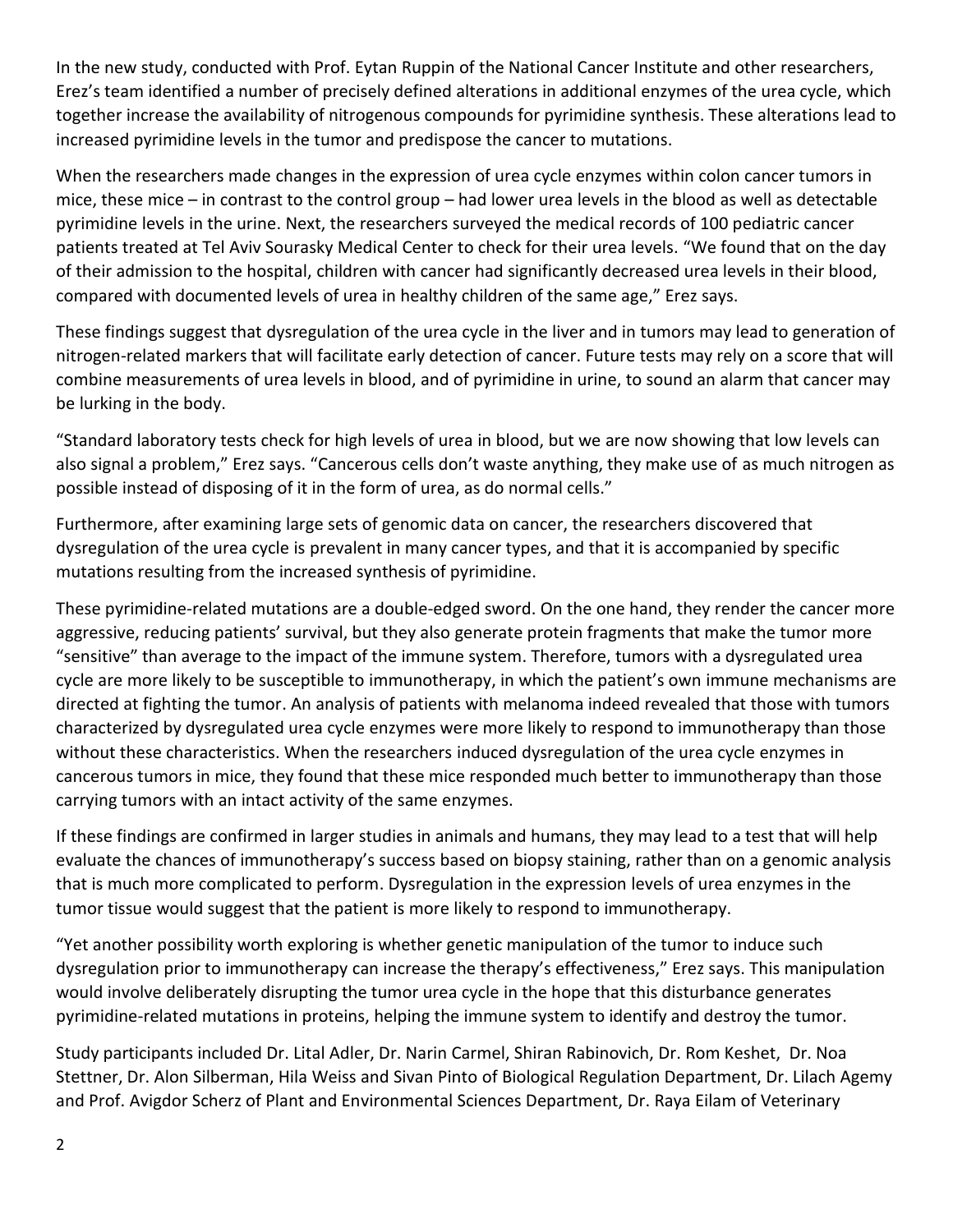In the new study, conducted with Prof. Eytan Ruppin of the National Cancer Institute and other researchers, Erez's team identified a number of precisely defined alterations in additional enzymes of the urea cycle, which together increase the availability of nitrogenous compounds for pyrimidine synthesis. These alterations lead to increased pyrimidine levels in the tumor and predispose the cancer to mutations.

When the researchers made changes in the expression of urea cycle enzymes within colon cancer tumors in mice, these mice – in contrast to the control group – had lower urea levels in the blood as well as detectable pyrimidine levels in the urine. Next, the researchers surveyed the medical records of 100 pediatric cancer patients treated at Tel Aviv Sourasky Medical Center to check for their urea levels. "We found that on the day of their admission to the hospital, children with cancer had significantly decreased urea levels in their blood, compared with documented levels of urea in healthy children of the same age," Erez says.

These findings suggest that dysregulation of the urea cycle in the liver and in tumors may lead to generation of nitrogen-related markers that will facilitate early detection of cancer. Future tests may rely on a score that will combine measurements of urea levels in blood, and of pyrimidine in urine, to sound an alarm that cancer may be lurking in the body.

"Standard laboratory tests check for high levels of urea in blood, but we are now showing that low levels can also signal a problem," Erez says. "Cancerous cells don't waste anything, they make use of as much nitrogen as possible instead of disposing of it in the form of urea, as do normal cells."

Furthermore, after examining large sets of genomic data on cancer, the researchers discovered that dysregulation of the urea cycle is prevalent in many cancer types, and that it is accompanied by specific mutations resulting from the increased synthesis of pyrimidine.

These pyrimidine-related mutations are a double-edged sword. On the one hand, they render the cancer more aggressive, reducing patients' survival, but they also generate protein fragments that make the tumor more "sensitive" than average to the impact of the immune system. Therefore, tumors with a dysregulated urea cycle are more likely to be susceptible to immunotherapy, in which the patient's own immune mechanisms are directed at fighting the tumor. An analysis of patients with melanoma indeed revealed that those with tumors characterized by dysregulated urea cycle enzymes were more likely to respond to immunotherapy than those without these characteristics. When the researchers induced dysregulation of the urea cycle enzymes in cancerous tumors in mice, they found that these mice responded much better to immunotherapy than those carrying tumors with an intact activity of the same enzymes.

If these findings are confirmed in larger studies in animals and humans, they may lead to a test that will help evaluate the chances of immunotherapy's success based on biopsy staining, rather than on a genomic analysis that is much more complicated to perform. Dysregulation in the expression levels of urea enzymes in the tumor tissue would suggest that the patient is more likely to respond to immunotherapy.

"Yet another possibility worth exploring is whether genetic manipulation of the tumor to induce such dysregulation prior to immunotherapy can increase the therapy's effectiveness," Erez says. This manipulation would involve deliberately disrupting the tumor urea cycle in the hope that this disturbance generates pyrimidine-related mutations in proteins, helping the immune system to identify and destroy the tumor.

Study participants included Dr. Lital Adler, Dr. Narin Carmel, Shiran Rabinovich, Dr. Rom Keshet, Dr. Noa Stettner, Dr. Alon Silberman, Hila Weiss and Sivan Pinto of Biological Regulation Department, Dr. Lilach Agemy and Prof. Avigdor Scherz of Plant and Environmental Sciences Department, Dr. Raya Eilam of Veterinary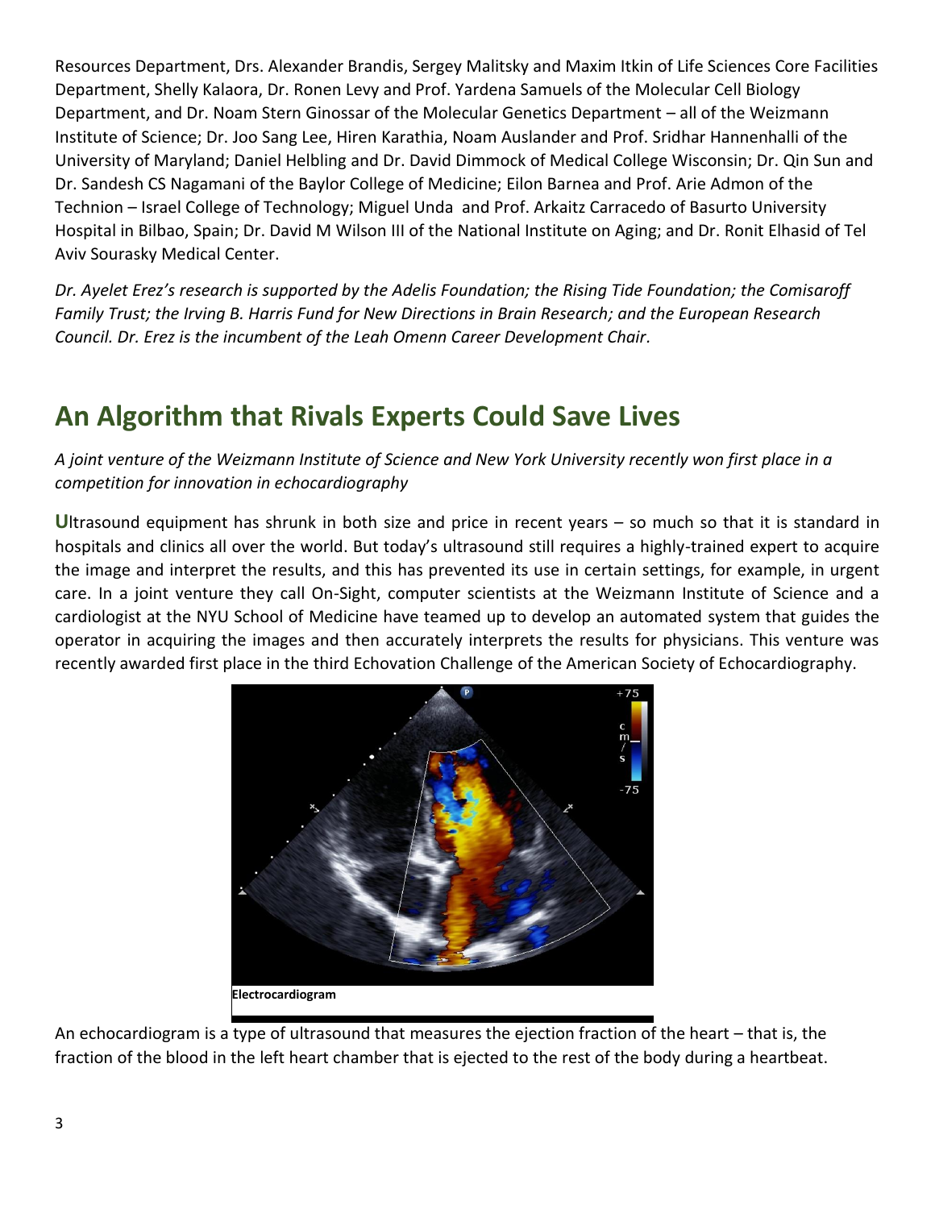Resources Department, Drs. Alexander Brandis, Sergey Malitsky and Maxim Itkin of Life Sciences Core Facilities Department, Shelly Kalaora, Dr. Ronen Levy and Prof. Yardena Samuels of the Molecular Cell Biology Department, and Dr. Noam Stern Ginossar of the Molecular Genetics Department – all of the Weizmann Institute of Science; Dr. Joo Sang Lee, Hiren Karathia, Noam Auslander and Prof. Sridhar Hannenhalli of the University of Maryland; Daniel Helbling and Dr. David Dimmock of Medical College Wisconsin; Dr. Qin Sun and Dr. Sandesh CS Nagamani of the Baylor College of Medicine; Eilon Barnea and Prof. Arie Admon of the Technion – Israel College of Technology; Miguel Unda and Prof. Arkaitz Carracedo of Basurto University Hospital in Bilbao, Spain; Dr. David M Wilson III of the National Institute on Aging; and Dr. Ronit Elhasid of Tel Aviv Sourasky Medical Center.

*Dr. Ayelet Erez's research is supported by the Adelis Foundation; the Rising Tide Foundation; the Comisaroff Family Trust; the Irving B. Harris Fund for New Directions in Brain Research; and the European Research Council. Dr. Erez is the incumbent of the Leah Omenn Career Development Chair.*

## An Algorithm that Rivals Experts Could Save Lives

*A joint venture of the Weizmann Institute of Science and New York University recently won first place in a competition for innovation in echocardiography*

**U**ltrasound equipment has shrunk in both size and price in recent years – so much so that it is standard in hospitals and clinics all over the world. But today's ultrasound still requires a highly-trained expert to acquire the image and interpret the results, and this has prevented its use in certain settings, for example, in urgent care. In a joint venture they call On-Sight, computer scientists at the Weizmann Institute of Science and a cardiologist at the NYU School of Medicine have teamed up to develop an automated system that guides the operator in acquiring the images and then accurately interprets the results for physicians. This venture was recently awarded first place in the third Echovation Challenge of the American Society of Echocardiography.

**Electrocardiogram**

An echocardiogram is a type of ultrasound that measures the ejection fraction of the heart – that is, the fraction of the blood in the left heart chamber that is ejected to the rest of the body during a heartbeat.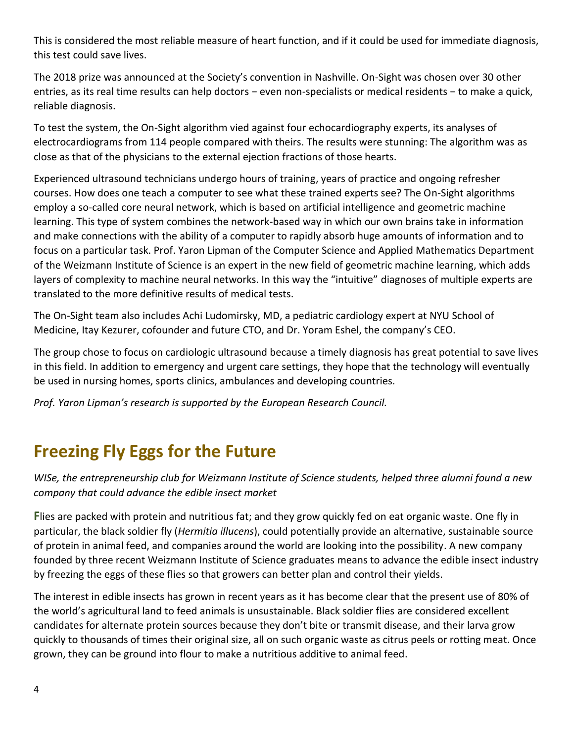This is considered the most reliable measure of heart function, and if it could be used for immediate diagnosis, this test could save lives.

The 2018 prize was announced at the Society's convention in Nashville. On-Sight was chosen over 30 other entries, as its real time results can help doctors − even non-specialists or medical residents − to make a quick, reliable diagnosis.

To test the system, the On-Sight algorithm vied against four echocardiography experts, its analyses of electrocardiograms from 114 people compared with theirs. The results were stunning: The algorithm was as close as that of the physicians to the external ejection fractions of those hearts.

Experienced ultrasound technicians undergo hours of training, years of practice and ongoing refresher courses. How does one teach a computer to see what these trained experts see? The On-Sight algorithms employ a so-called core neural network, which is based on artificial intelligence and geometric machine learning. This type of system combines the network-based way in which our own brains take in information and make connections with the ability of a computer to rapidly absorb huge amounts of information and to focus on a particular task. Prof. Yaron Lipman of the Computer Science and Applied Mathematics Department of the Weizmann Institute of Science is an expert in the new field of geometric machine learning, which adds layers of complexity to machine neural networks. In this way the "intuitive" diagnoses of multiple experts are translated to the more definitive results of medical tests.

The On-Sight team also includes Achi Ludomirsky, MD, a pediatric cardiology expert at NYU School of Medicine, Itay Kezurer, cofounder and future CTO, and Dr. Yoram Eshel, the company's CEO.

The group chose to focus on cardiologic ultrasound because a timely diagnosis has great potential to save lives in this field. In addition to emergency and urgent care settings, they hope that the technology will eventually be used in nursing homes, sports clinics, ambulances and developing countries.

*Prof. Yaron Lipman's research is supported by the European Research Council.*

## Freezing Fly Eggs for the Future

*WISe, the entrepreneurship club for Weizmann Institute of Science students, helped three alumni found a new company that could advance the edible insect market*

**F**lies are packed with protein and nutritious fat; and they grow quickly fed on eat organic waste. One fly in particular, the black soldier fly (*Hermitia illucens*), could potentially provide an alternative, sustainable source of protein in animal feed, and companies around the world are looking into the possibility. A new company founded by three recent Weizmann Institute of Science graduates means to advance the edible insect industry by freezing the eggs of these flies so that growers can better plan and control their yields.

The interest in edible insects has grown in recent years as it has become clear that the present use of 80% of the world's agricultural land to feed animals is unsustainable. Black soldier flies are considered excellent candidates for alternate protein sources because they don't bite or transmit disease, and their larva grow quickly to thousands of times their original size, all on such organic waste as citrus peels or rotting meat. Once grown, they can be ground into flour to make a nutritious additive to animal feed.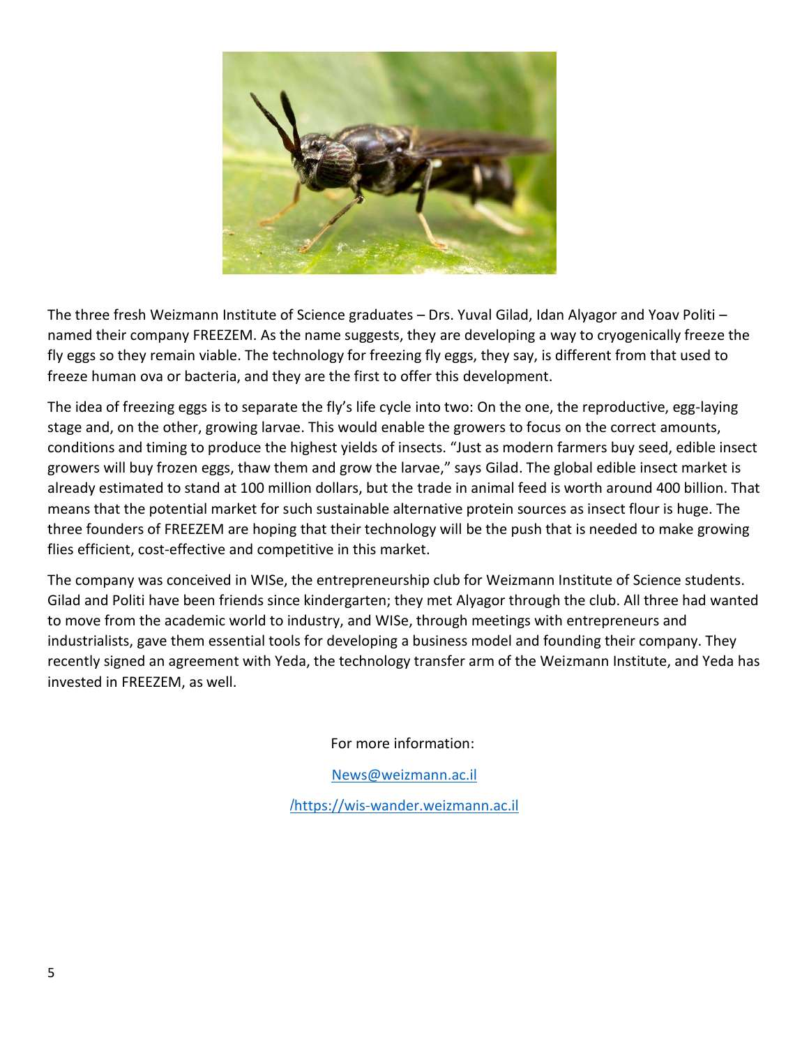The three fresh Weizmann Institute of Science graduates – Drs. Yuval Gilad, Idan Alyagor and Yoav Politi – named their company FREEZEM. As the name suggests, they are developing a way to cryogenically freeze the fly eggs so they remain viable. The technology for freezing fly eggs, they say, is different from that used to freeze human ova or bacteria, and they are the first to offer this development.

The idea of freezing eggs is to separate the fly's life cycle into two: On the one, the reproductive, egg-laying stage and, on the other, growing larvae. This would enable the growers to focus on the correct amounts, conditions and timing to produce the highest yields of insects. "Just as modern farmers buy seed, edible insect growers will buy frozen eggs, thaw them and grow the larvae," says Gilad. The global edible insect market is already estimated to stand at 100 million dollars, but the trade in animal feed is worth around 400 billion. That means that the potential market for such sustainable alternative protein sources as insect flour is huge. The three founders of FREEZEM are hoping that their technology will be the push that is needed to make growing flies efficient, cost-effective and competitive in this market.

The company was conceived in WISe, the entrepreneurship club for Weizmann Institute of Science students. Gilad and Politi have been friends since kindergarten; they met Alyagor through the club. All three had wanted to move from the academic world to industry, and WISe, through meetings with entrepreneurs and industrialists, gave them essential tools for developing a business model and founding their company. They recently signed an agreement with Yeda, the technology transfer arm of the Weizmann Institute, and Yeda has invested in FREEZEM, as well.

For more information:

News@weizmann.ac.il

/https://wis-wander.weizmann.ac.il